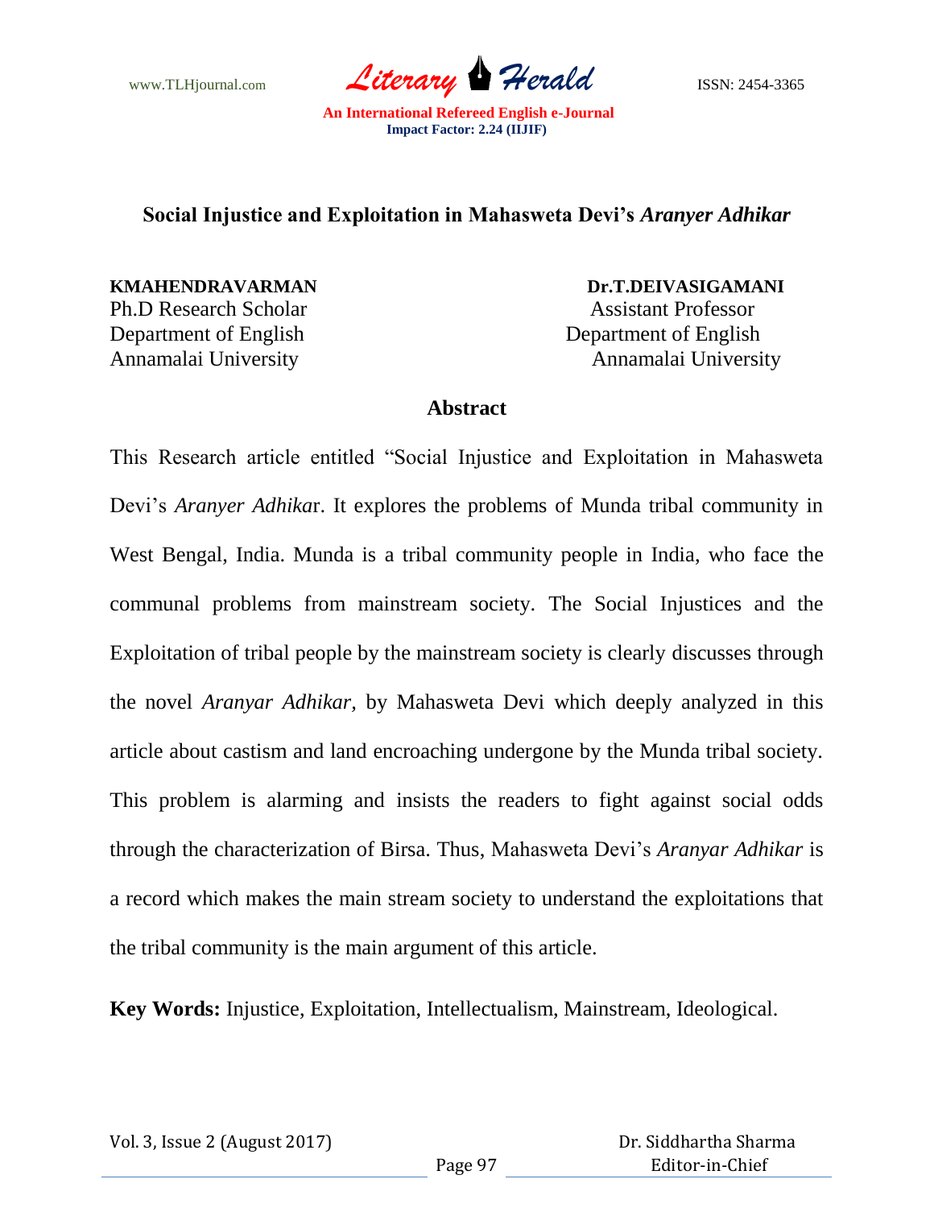# Social Injustice and Exploitation in Mahasweta Devi's *Aranyer Adhikar*

**KMAHENDRAVARMAN**
Ph.D Research Scholar
Department of English
Annamalai University

**Dr.T.DEIVASIGAMANI**
Assistant Professor
Department of English
Annamalai University

## Abstract

This Research article entitled "Social Injustice and Exploitation in Mahasweta Devi's *Aranyer Adhika*r. It explores the problems of Munda tribal community in West Bengal, India. Munda is a tribal community people in India, who face the communal problems from mainstream society. The Social Injustices and the Exploitation of tribal people by the mainstream society is clearly discusses through the novel *Aranyar Adhikar,* by Mahasweta Devi which deeply analyzed in this article about castism and land encroaching undergone by the Munda tribal society. This problem is alarming and insists the readers to fight against social odds through the characterization of Birsa. Thus, Mahasweta Devi's *Aranyar Adhikar* is a record which makes the main stream society to understand the exploitations that the tribal community is the main argument of this article.

**Key Words:** Injustice, Exploitation, Intellectualism, Mainstream, Ideological.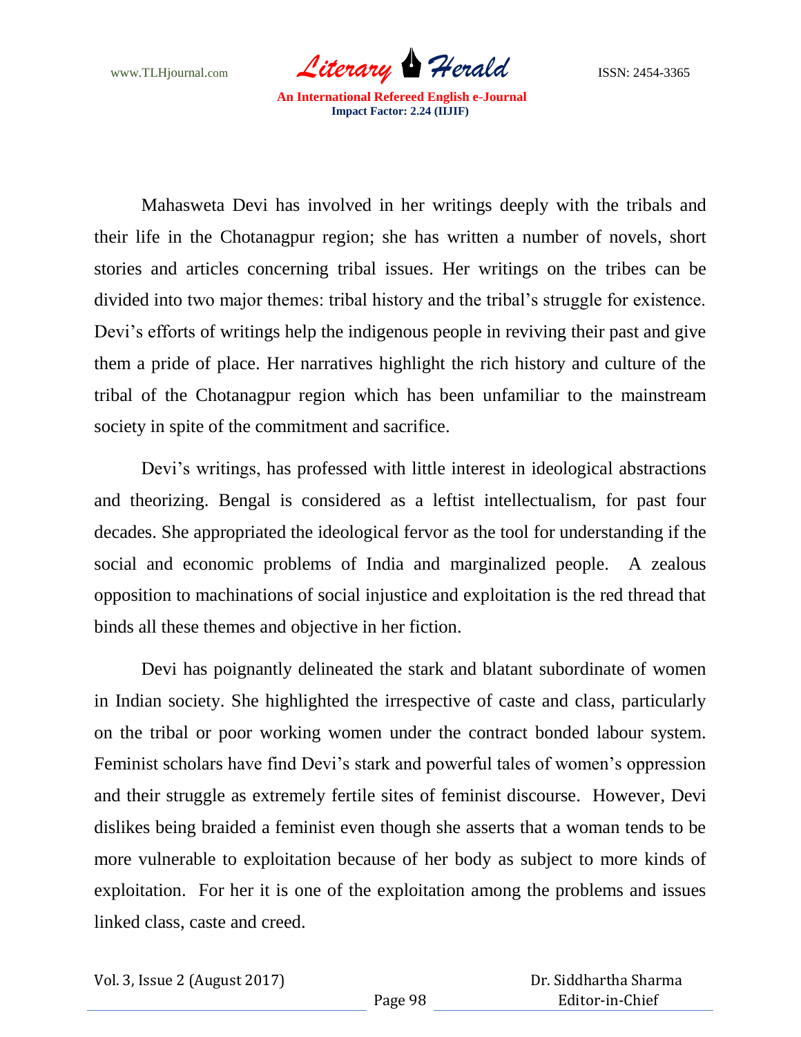Mahasweta Devi has involved in her writings deeply with the tribals and their life in the Chotanagpur region; she has written a number of novels, short stories and articles concerning tribal issues. Her writings on the tribes can be divided into two major themes: tribal history and the tribal's struggle for existence. Devi's efforts of writings help the indigenous people in reviving their past and give them a pride of place. Her narratives highlight the rich history and culture of the tribal of the Chotanagpur region which has been unfamiliar to the mainstream society in spite of the commitment and sacrifice.

Devi's writings, has professed with little interest in ideological abstractions and theorizing. Bengal is considered as a leftist intellectualism, for past four decades. She appropriated the ideological fervor as the tool for understanding if the social and economic problems of India and marginalized people. A zealous opposition to machinations of social injustice and exploitation is the red thread that binds all these themes and objective in her fiction.

Devi has poignantly delineated the stark and blatant subordinate of women in Indian society. She highlighted the irrespective of caste and class, particularly on the tribal or poor working women under the contract bonded labour system. Feminist scholars have find Devi's stark and powerful tales of women's oppression and their struggle as extremely fertile sites of feminist discourse. However, Devi dislikes being braided a feminist even though she asserts that a woman tends to be more vulnerable to exploitation because of her body as subject to more kinds of exploitation. For her it is one of the exploitation among the problems and issues linked class, caste and creed.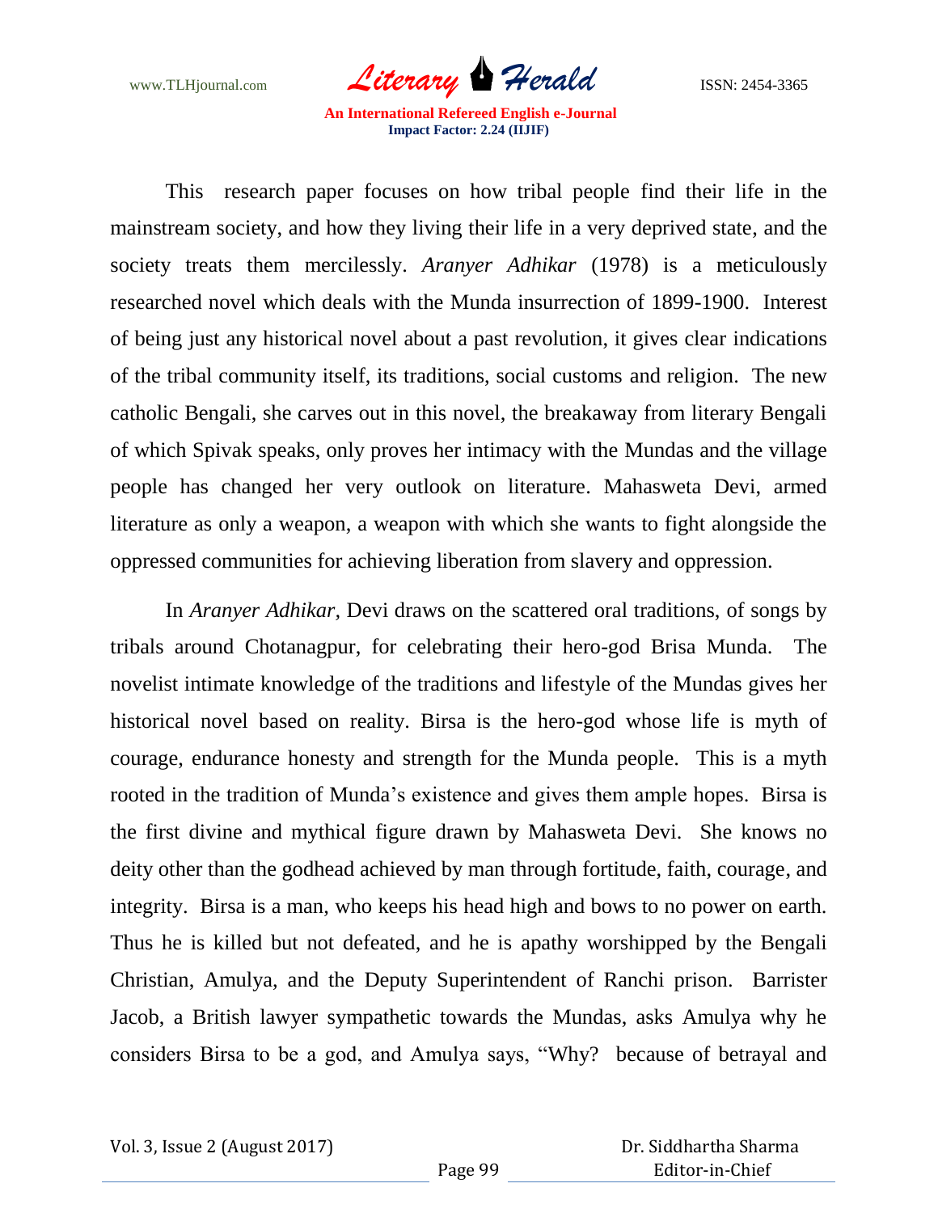This research paper focuses on how tribal people find their life in the mainstream society, and how they living their life in a very deprived state, and the society treats them mercilessly. *Aranyer Adhikar* (1978) is a meticulously researched novel which deals with the Munda insurrection of 1899-1900. Interest of being just any historical novel about a past revolution, it gives clear indications of the tribal community itself, its traditions, social customs and religion. The new catholic Bengali, she carves out in this novel, the breakaway from literary Bengali of which Spivak speaks, only proves her intimacy with the Mundas and the village people has changed her very outlook on literature. Mahasweta Devi, armed literature as only a weapon, a weapon with which she wants to fight alongside the oppressed communities for achieving liberation from slavery and oppression.

In *Aranyer Adhikar,* Devi draws on the scattered oral traditions, of songs by tribals around Chotanagpur, for celebrating their hero-god Brisa Munda. The novelist intimate knowledge of the traditions and lifestyle of the Mundas gives her historical novel based on reality. Birsa is the hero-god whose life is myth of courage, endurance honesty and strength for the Munda people. This is a myth rooted in the tradition of Munda's existence and gives them ample hopes. Birsa is the first divine and mythical figure drawn by Mahasweta Devi. She knows no deity other than the godhead achieved by man through fortitude, faith, courage, and integrity. Birsa is a man, who keeps his head high and bows to no power on earth. Thus he is killed but not defeated, and he is apathy worshipped by the Bengali Christian, Amulya, and the Deputy Superintendent of Ranchi prison. Barrister Jacob, a British lawyer sympathetic towards the Mundas, asks Amulya why he considers Birsa to be a god, and Amulya says, "Why? because of betrayal and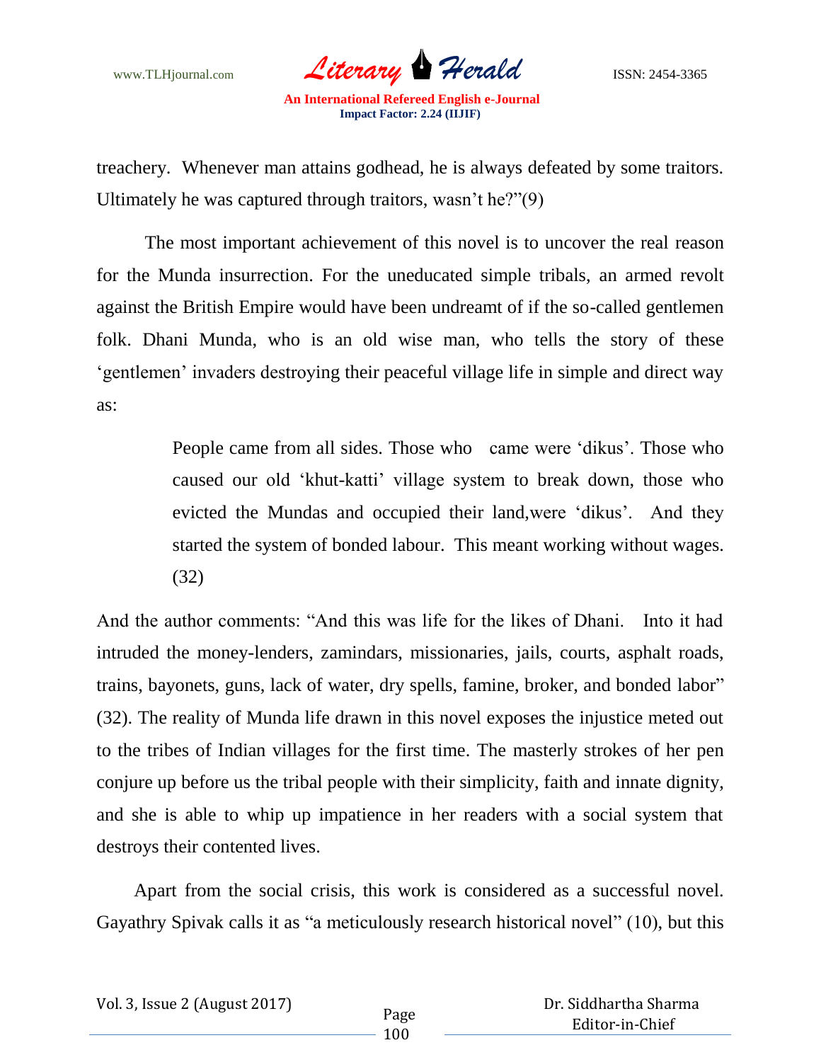treachery. Whenever man attains godhead, he is always defeated by some traitors. Ultimately he was captured through traitors, wasn't he?"(9)

The most important achievement of this novel is to uncover the real reason for the Munda insurrection. For the uneducated simple tribals, an armed revolt against the British Empire would have been undreamt of if the so-called gentlemen folk. Dhani Munda, who is an old wise man, who tells the story of these 'gentlemen' invaders destroying their peaceful village life in simple and direct way as:

> People came from all sides. Those who came were 'dikus'. Those who caused our old 'khut-katti' village system to break down, those who evicted the Mundas and occupied their land,were 'dikus'. And they started the system of bonded labour. This meant working without wages. (32)

And the author comments: "And this was life for the likes of Dhani. Into it had intruded the money-lenders, zamindars, missionaries, jails, courts, asphalt roads, trains, bayonets, guns, lack of water, dry spells, famine, broker, and bonded labor" (32). The reality of Munda life drawn in this novel exposes the injustice meted out to the tribes of Indian villages for the first time. The masterly strokes of her pen conjure up before us the tribal people with their simplicity, faith and innate dignity, and she is able to whip up impatience in her readers with a social system that destroys their contented lives.

Apart from the social crisis, this work is considered as a successful novel. Gayathry Spivak calls it as "a meticulously research historical novel" (10), but this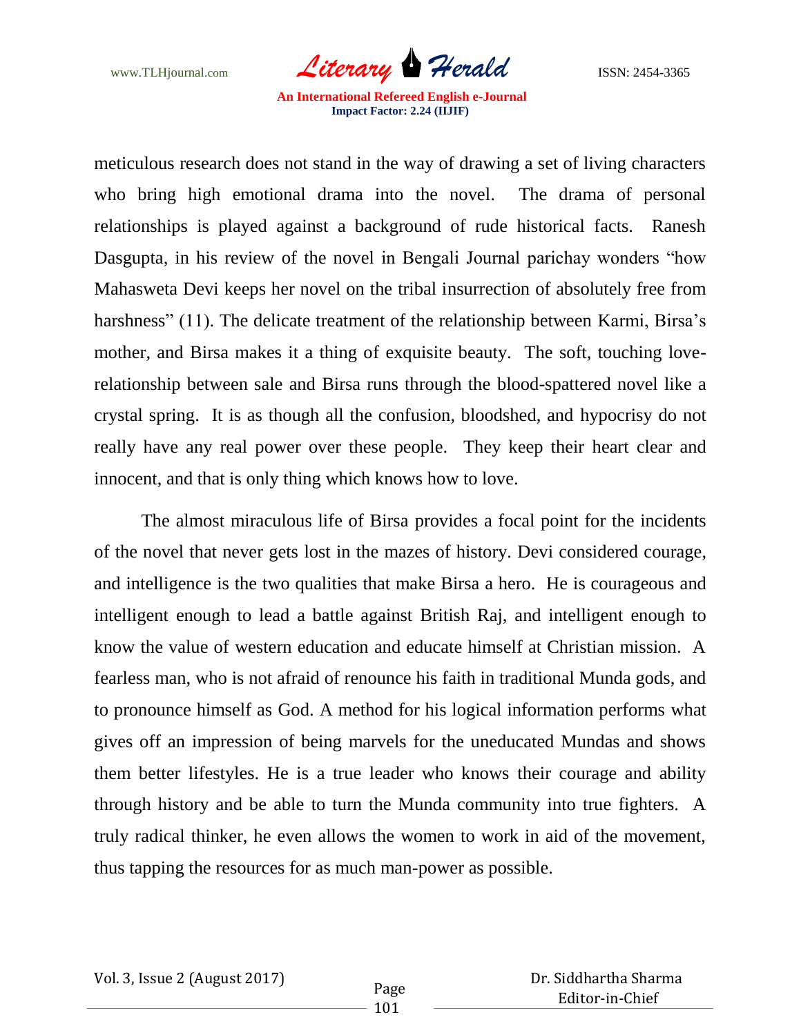meticulous research does not stand in the way of drawing a set of living characters who bring high emotional drama into the novel. The drama of personal relationships is played against a background of rude historical facts. Ranesh Dasgupta, in his review of the novel in Bengali Journal parichay wonders "how Mahasweta Devi keeps her novel on the tribal insurrection of absolutely free from harshness" (11). The delicate treatment of the relationship between Karmi, Birsa's mother, and Birsa makes it a thing of exquisite beauty. The soft, touching love-relationship between sale and Birsa runs through the blood-spattered novel like a crystal spring. It is as though all the confusion, bloodshed, and hypocrisy do not really have any real power over these people. They keep their heart clear and innocent, and that is only thing which knows how to love.

The almost miraculous life of Birsa provides a focal point for the incidents of the novel that never gets lost in the mazes of history. Devi considered courage, and intelligence is the two qualities that make Birsa a hero. He is courageous and intelligent enough to lead a battle against British Raj, and intelligent enough to know the value of western education and educate himself at Christian mission. A fearless man, who is not afraid of renounce his faith in traditional Munda gods, and to pronounce himself as God. A method for his logical information performs what gives off an impression of being marvels for the uneducated Mundas and shows them better lifestyles. He is a true leader who knows their courage and ability through history and be able to turn the Munda community into true fighters. A truly radical thinker, he even allows the women to work in aid of the movement, thus tapping the resources for as much man-power as possible.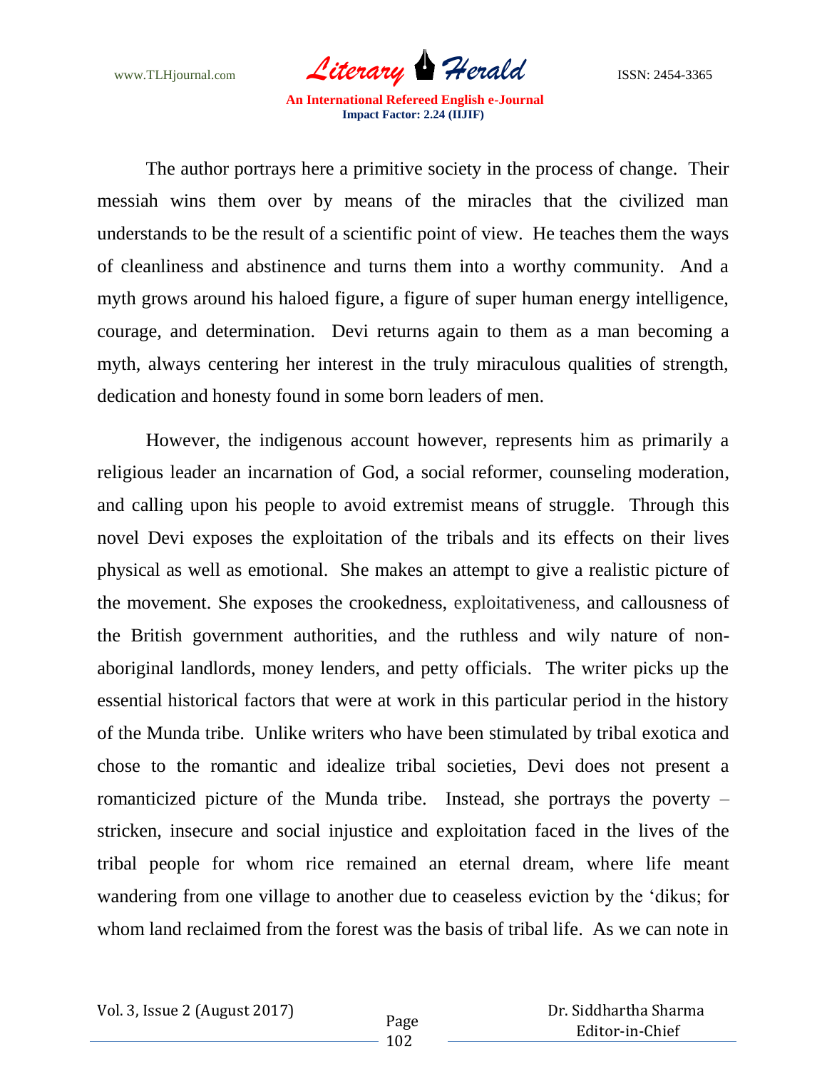The author portrays here a primitive society in the process of change. Their messiah wins them over by means of the miracles that the civilized man understands to be the result of a scientific point of view. He teaches them the ways of cleanliness and abstinence and turns them into a worthy community. And a myth grows around his haloed figure, a figure of super human energy intelligence, courage, and determination. Devi returns again to them as a man becoming a myth, always centering her interest in the truly miraculous qualities of strength, dedication and honesty found in some born leaders of men.

However, the indigenous account however, represents him as primarily a religious leader an incarnation of God, a social reformer, counseling moderation, and calling upon his people to avoid extremist means of struggle. Through this novel Devi exposes the exploitation of the tribals and its effects on their lives physical as well as emotional. She makes an attempt to give a realistic picture of the movement. She exposes the crookedness, exploitativeness, and callousness of the British government authorities, and the ruthless and wily nature of non-aboriginal landlords, money lenders, and petty officials. The writer picks up the essential historical factors that were at work in this particular period in the history of the Munda tribe. Unlike writers who have been stimulated by tribal exotica and chose to the romantic and idealize tribal societies, Devi does not present a romanticized picture of the Munda tribe. Instead, she portrays the poverty – stricken, insecure and social injustice and exploitation faced in the lives of the tribal people for whom rice remained an eternal dream, where life meant wandering from one village to another due to ceaseless eviction by the 'dikus; for whom land reclaimed from the forest was the basis of tribal life. As we can note in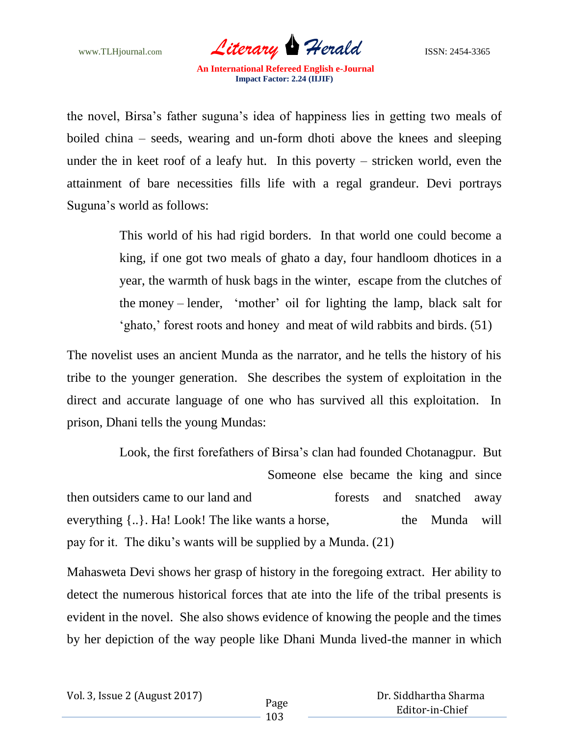the novel, Birsa's father suguna's idea of happiness lies in getting two meals of boiled china – seeds, wearing and un-form dhoti above the knees and sleeping under the in keet roof of a leafy hut. In this poverty – stricken world, even the attainment of bare necessities fills life with a regal grandeur. Devi portrays Suguna's world as follows:

> This world of his had rigid borders. In that world one could become a king, if one got two meals of ghato a day, four handloom dhotices in a year, the warmth of husk bags in the winter, escape from the clutches of the money – lender, 'mother' oil for lighting the lamp, black salt for 'ghato,' forest roots and honey and meat of wild rabbits and birds. (51)

The novelist uses an ancient Munda as the narrator, and he tells the history of his tribe to the younger generation. She describes the system of exploitation in the direct and accurate language of one who has survived all this exploitation. In prison, Dhani tells the young Mundas:

> Look, the first forefathers of Birsa's clan had founded Chotanagpur. But Someone else became the king and since then outsiders came to our land and forests and snatched away everything {..}. Ha! Look! The like wants a horse, the Munda will pay for it. The diku's wants will be supplied by a Munda. (21)

Mahasweta Devi shows her grasp of history in the foregoing extract. Her ability to detect the numerous historical forces that ate into the life of the tribal presents is evident in the novel. She also shows evidence of knowing the people and the times by her depiction of the way people like Dhani Munda lived-the manner in which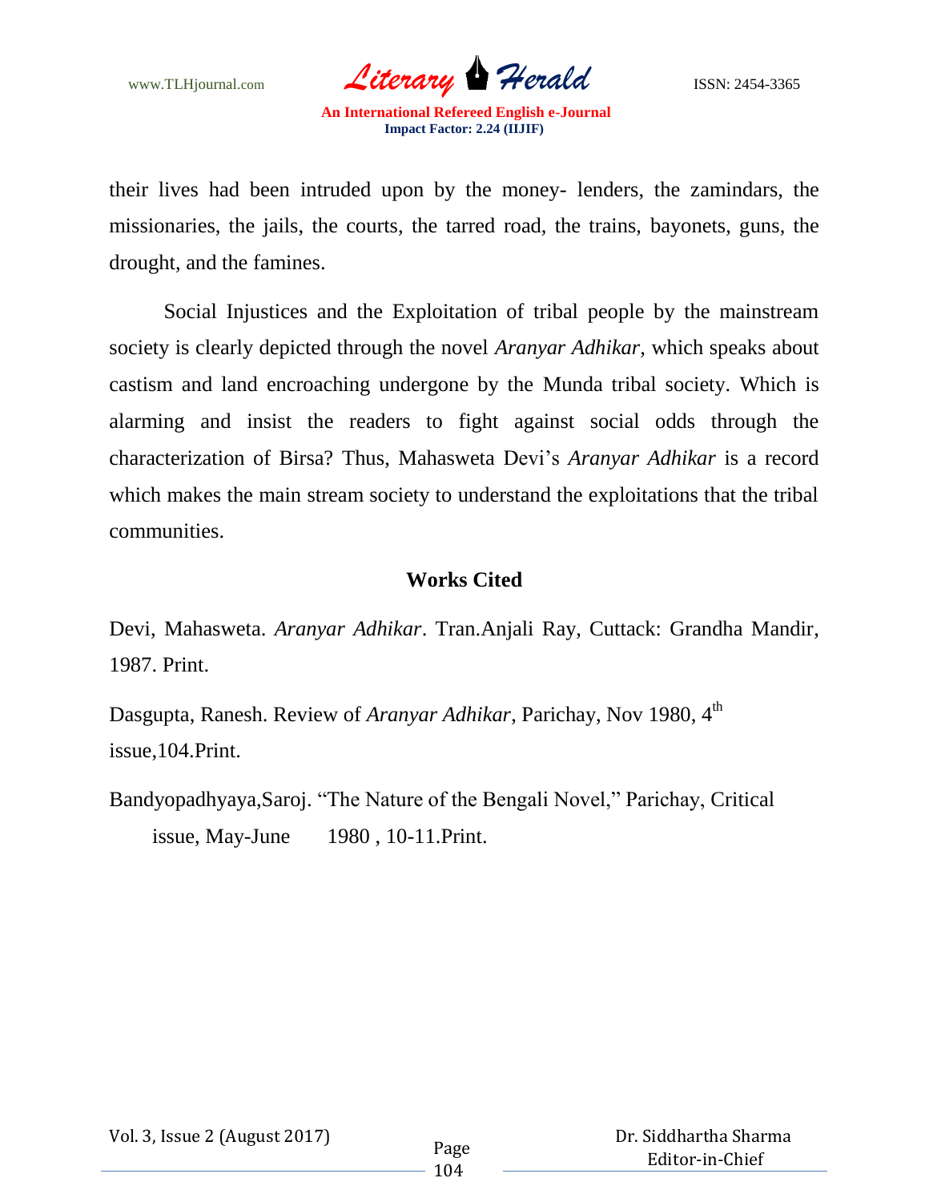their lives had been intruded upon by the money- lenders, the zamindars, the missionaries, the jails, the courts, the tarred road, the trains, bayonets, guns, the drought, and the famines.

Social Injustices and the Exploitation of tribal people by the mainstream society is clearly depicted through the novel *Aranyar Adhikar,* which speaks about castism and land encroaching undergone by the Munda tribal society. Which is alarming and insist the readers to fight against social odds through the characterization of Birsa? Thus, Mahasweta Devi's *Aranyar Adhikar* is a record which makes the main stream society to understand the exploitations that the tribal communities.

## Works Cited

Devi, Mahasweta. *Aranyar Adhikar*. Tran.Anjali Ray, Cuttack: Grandha Mandir, 1987. Print.

Dasgupta, Ranesh. Review of *Aranyar Adhikar,* Parichay, Nov 1980, 4th issue,104.Print.

Bandyopadhyaya,Saroj. "The Nature of the Bengali Novel," Parichay, Critical issue, May-June 1980 , 10-11.Print.